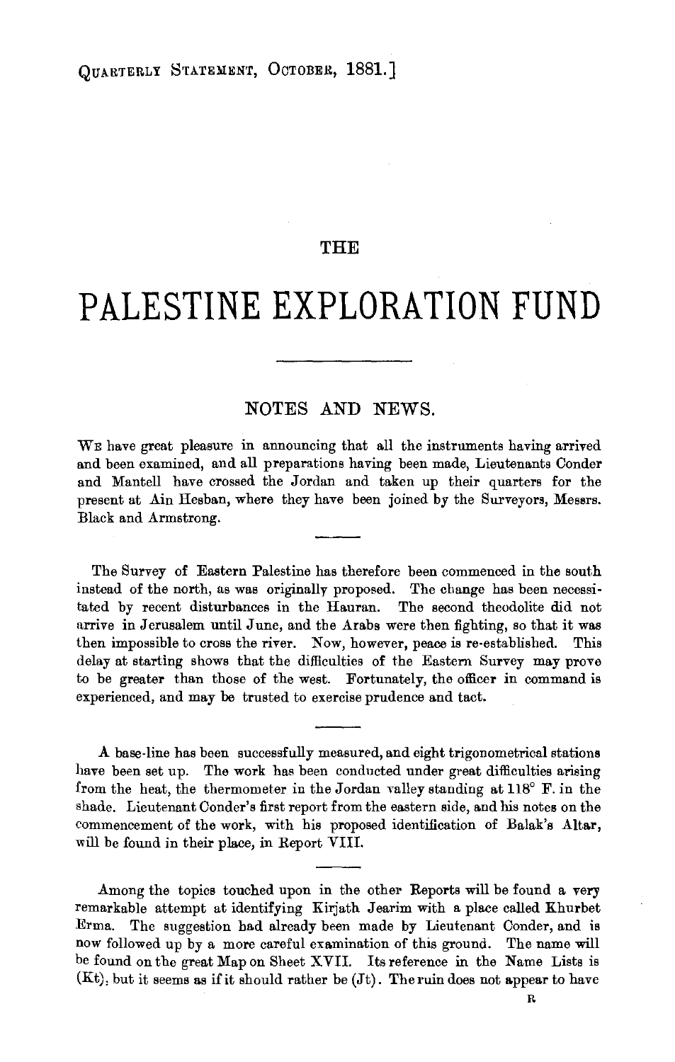# THE

# PALESTINE EXPLORATION FUND

## NOTES AND NEWS.

We have great pleasure in announcing that all the instruments having arrived and been examined, and all preparations having been made, Lieutenants Conder and Mantell have crossed the Jordan and taken up their quarters for the present at Ain Hesban, where they have been joined by the Surveyors, Messrs. Black and Armstrong.

The Survey of Eastern Palestine has therefore been commenced in the south instead of the north, as was originally proposed. The change has been necessitated by recent disturbances in the Hauran. The second theodolite did not arrive in Jerusalem until June, and the Arabs were then fighting, so that it was then impossible to cross the river. Now, however, peace is re-established. This delay at starting shows that the difficulties of the Eastern Survey may prove to be greater than those of the west. Fortunately, the officer in command is experienced, and may be trusted to exercise prudence and tact.

A base-line has been successfully measured, and eight trigonometrical stations have been set up. The work has been conducted under great difficulties arising from the heat, the thermometer in the Jordan valley standing at 118° F. in the shade. Lieutenant Conder's first report from the eastern side, and his notes on the commencement of the work, with his proposed identification of Balak's Altar, will be found in their place, in Report VIII.

Among the topics touched upon in the other Reports will be found a very remarkable attempt at identifying Kirjath Jearim with a place called Khurbet Erma. The suggestion had already been made by Lieutenant Conder, and is now followed up by a more careful examination of this ground. The name will be found on the great Map on Sheet XVII. Its reference in the Name Lists is (Kt); but it seems as if it should rather be (Jt). The ruin does not appear to have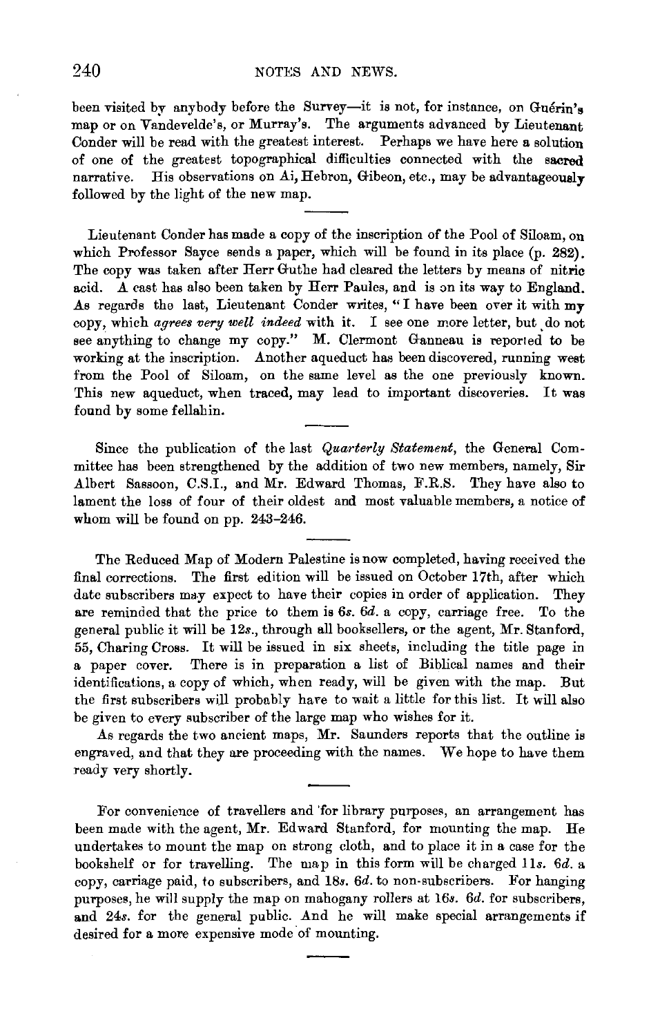been visited by anybody before the Survey—it is not, for instance, on Guérin's map or on Vandevelde's, or Murray's. The arguments advanced by Lieutenant Conder will be read with the greatest interest. Perhaps we have here a solution of one of the greatest topographical difficulties connected with the sacred narrative. His observations on Ai, Hebron, Gibeon, etc., may be advantageously followed by the light of the new map.

---

Lieutenant Conder has made a copy of the inscription of the Pool of Siloam, on which Professor Sayce sends a paper, which will be found in its place (p. 282). The copy was taken after Herr Guthe had cleared the letters by means of nitric acid. A cast has also been taken by Herr Paules, and is on its way to England. As regards the last, Lieutenant Conder writes, "I have been over it with my copy, which *agrees very well indeed* with it. I see one more letter, but do not see anything to change my copy." M. Clermont Ganneau is reported to be working at the inscription. Another aqueduct has been discovered, running west from the Pool of Siloam, on the same level as the one previously known. This new aqueduct, when traced, may lead to important discoveries. It was found by some fellahin.

---

Since the publication of the last *Quarterly Statement*, the General Committee has been strengthened by the addition of two new members, namely, Sir Albert Sassoon, C.S.I., and Mr. Edward Thomas, F.R.S. They have also to lament the loss of four of their oldest and most valuable members, a notice of whom will be found on pp. 243–246.

---

The Reduced Map of Modern Palestine is now completed, having received the final corrections. The first edition will be issued on October 17th, after which date subscribers may expect to have their copies in order of application. They are reminded that the price to them is 6*s.* 6*d.* a copy, carriage free. To the general public it will be 12*s.*, through all booksellers, or the agent, Mr. Stanford, 55, Charing Cross. It will be issued in six sheets, including the title page in a paper cover. There is in preparation a list of Biblical names and their identifications, a copy of which, when ready, will be given with the map. But the first subscribers will probably have to wait a little for this list. It will also be given to every subscriber of the large map who wishes for it.

As regards the two ancient maps, Mr. Saunders reports that the outline is engraved, and that they are proceeding with the names. We hope to have them ready very shortly.

---

For convenience of travellers and for library purposes, an arrangement has been made with the agent, Mr. Edward Stanford, for mounting the map. He undertakes to mount the map on strong cloth, and to place it in a case for the bookshelf or for travelling. The map in this form will be charged 11*s.* 6*d.* a copy, carriage paid, to subscribers, and 18*s.* 6*d.* to non-subscribers. For hanging purposes, he will supply the map on mahogany rollers at 16*s.* 6*d.* for subscribers, and 24*s.* for the general public. And he will make special arrangements if desired for a more expensive mode of mounting.

---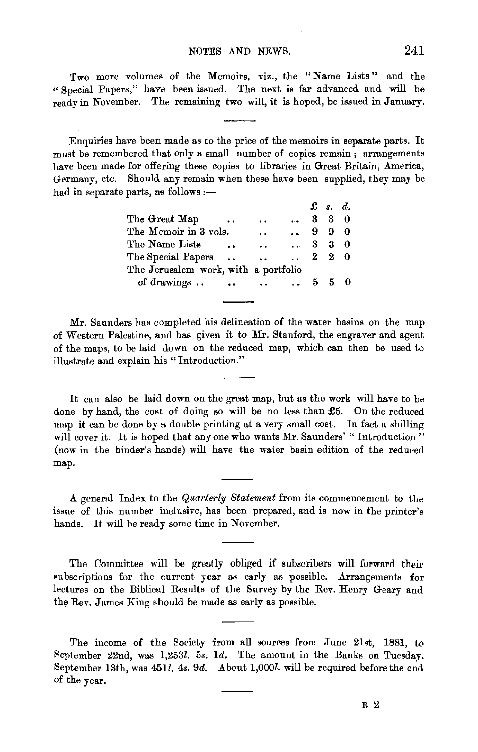Two more volumes of the Memoirs, viz., the "Name Lists" and the "Special Papers," have been issued. The next is far advanced and will be ready in November. The remaining two will, it is hoped, be issued in January.

---

Enquiries have been made as to the price of the memoirs in separate parts. It must be remembered that only a small number of copies remain; arrangements have been made for offering these copies to libraries in Great Britain, America, Germany, etc. Should any remain when these have been supplied, they may be had in separate parts, as follows:—

| | £ | s. | d. |
|---|---|---|---|
| The Great Map .. .. .. | 3 | 3 | 0 |
| The Memoir in 3 vols. .. .. | 9 | 9 | 0 |
| The Name Lists .. .. .. | 3 | 3 | 0 |
| The Special Papers .. .. .. | 2 | 2 | 0 |
| The Jerusalem work, with a portfolio of drawings .. .. .. .. | 5 | 5 | 0 |

---

Mr. Saunders has completed his delineation of the water basins on the map of Western Palestine, and has given it to Mr. Stanford, the engraver and agent of the maps, to be laid down on the reduced map, which can then be used to illustrate and explain his "Introduction."

---

It can also be laid down on the great map, but as the work will have to be done by hand, the cost of doing so will be no less than £5. On the reduced map it can be done by a double printing at a very small cost. In fact a shilling will cover it. It is hoped that any one who wants Mr. Saunders' "Introduction" (now in the binder's hands) will have the water basin edition of the reduced map.

---

A general Index to the *Quarterly Statement* from its commencement to the issue of this number inclusive, has been prepared, and is now in the printer's hands. It will be ready some time in November.

---

The Committee will be greatly obliged if subscribers will forward their subscriptions for the current year as early as possible. Arrangements for lectures on the Biblical Results of the Survey by the Rev. Henry Geary and the Rev. James King should be made as early as possible.

---

The income of the Society from all sources from June 21st, 1881, to September 22nd, was 1,253*l.* 5*s.* 1*d.* The amount in the Banks on Tuesday, September 13th, was 451*l.* 4*s.* 9*d.* About 1,000*l.* will be required before the end of the year.

---

R 2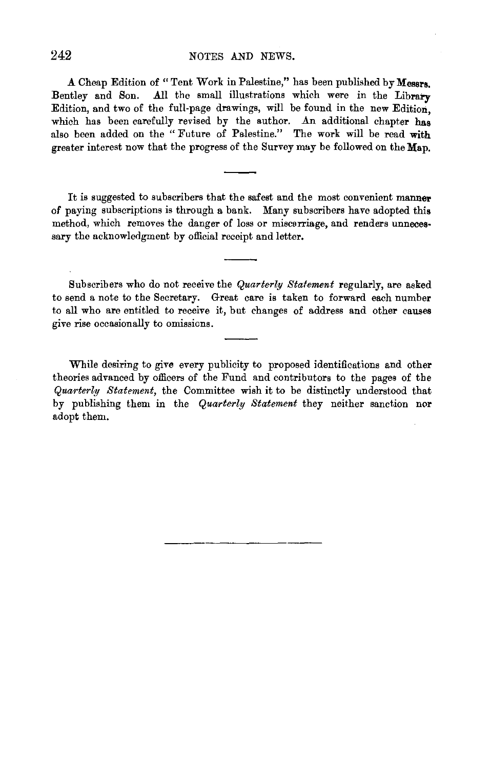A Cheap Edition of "Tent Work in Palestine," has been published by Messrs. Bentley and Son. All the small illustrations which were in the Library Edition, and two of the full-page drawings, will be found in the new Edition, which has been carefully revised by the author. An additional chapter has also been added on the "Future of Palestine." The work will be read with greater interest now that the progress of the Survey may be followed on the Map.

---

It is suggested to subscribers that the safest and the most convenient manner of paying subscriptions is through a bank. Many subscribers have adopted this method, which removes the danger of loss or miscarriage, and renders unnecessary the acknowledgment by official receipt and letter.

---

Subscribers who do not receive the *Quarterly Statement* regularly, are asked to send a note to the Secretary. Great care is taken to forward each number to all who are entitled to receive it, but changes of address and other causes give rise occasionally to omissions.

---

While desiring to give every publicity to proposed identifications and other theories advanced by officers of the Fund and contributors to the pages of the *Quarterly Statement*, the Committee wish it to be distinctly understood that by publishing them in the *Quarterly Statement* they neither sanction nor adopt them.